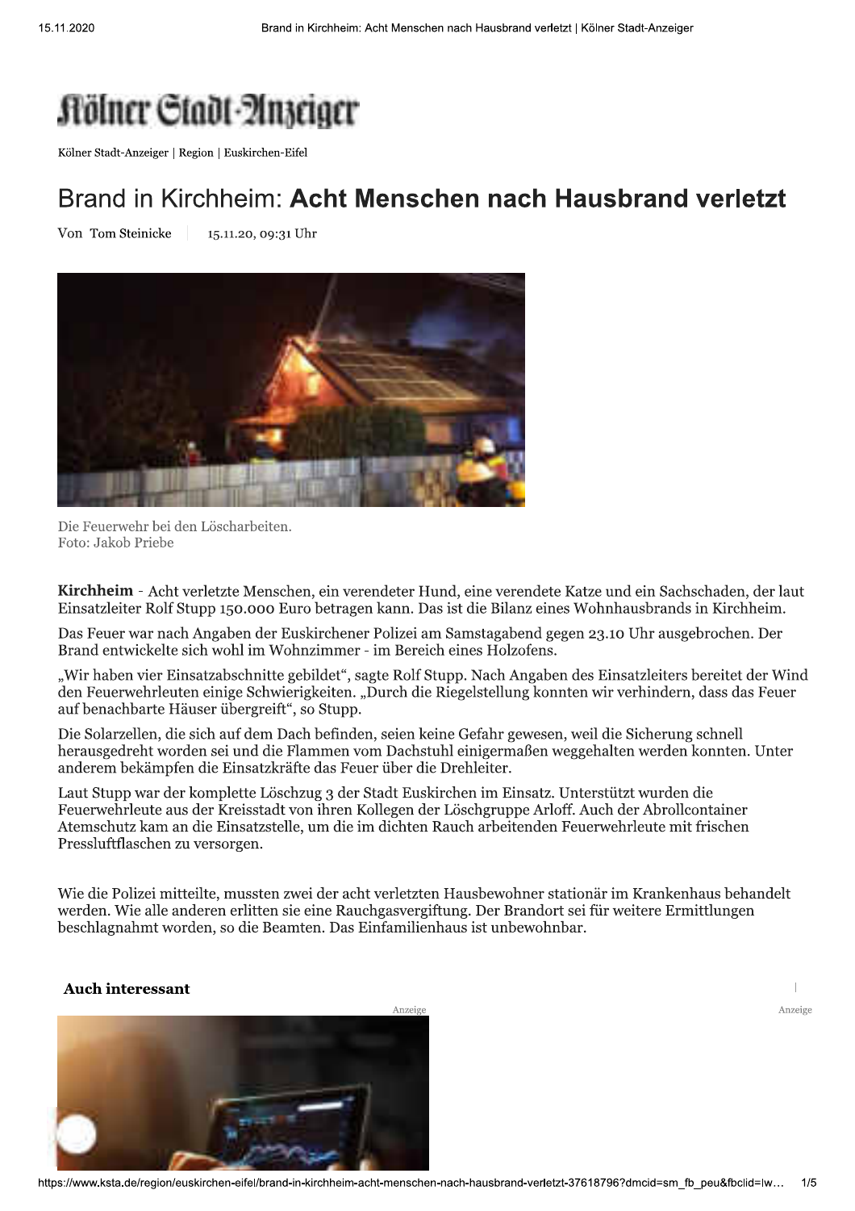# Kölner Stadt-Anzeiger

Kölner Stadt-Anzeiger | Region | Euskirchen-Eifel

## Brand in Kirchheim: **Acht Menschen nach Hausbrand verletzt**

Von Tom Steinicke | 15.11.20, 09:31 Uhr

Die Feuerwehr bei den Löscharbeiten.
Foto: Jakob Priebe

**Kirchheim** - Acht verletzte Menschen, ein verendeter Hund, eine verendete Katze und ein Sachschaden, der laut Einsatzleiter Rolf Stupp 150.000 Euro betragen kann. Das ist die Bilanz eines Wohnhausbrands in Kirchheim.

Das Feuer war nach Angaben der Euskirchener Polizei am Samstagabend gegen 23.10 Uhr ausgebrochen. Der Brand entwickelte sich wohl im Wohnzimmer - im Bereich eines Holzofens.

„Wir haben vier Einsatzabschnitte gebildet", sagte Rolf Stupp. Nach Angaben des Einsatzleiters bereitet der Wind den Feuerwehrleuten einige Schwierigkeiten. „Durch die Riegelstellung konnten wir verhindern, dass das Feuer auf benachbarte Häuser übergreift", so Stupp.

Die Solarzellen, die sich auf dem Dach befinden, seien keine Gefahr gewesen, weil die Sicherung schnell herausgedreht worden sei und die Flammen vom Dachstuhl einigermaßen weggehalten werden konnten. Unter anderem bekämpfen die Einsatzkräfte das Feuer über die Drehleiter.

Laut Stupp war der komplette Löschzug 3 der Stadt Euskirchen im Einsatz. Unterstützt wurden die Feuerwehrleute aus der Kreisstadt von ihren Kollegen der Löschgruppe Arloff. Auch der Abrollcontainer Atemschutz kam an die Einsatzstelle, um die im dichten Rauch arbeitenden Feuerwehrleute mit frischen Pressluftflaschen zu versorgen.

Wie die Polizei mitteilte, mussten zwei der acht verletzten Hausbewohner stationär im Krankenhaus behandelt werden. Wie alle anderen erlitten sie eine Rauchgasvergiftung. Der Brandort sei für weitere Ermittlungen beschlagnahmt worden, so die Beamten. Das Einfamilienhaus ist unbewohnbar.

**Auch interessant**

Anzeige

Anzeige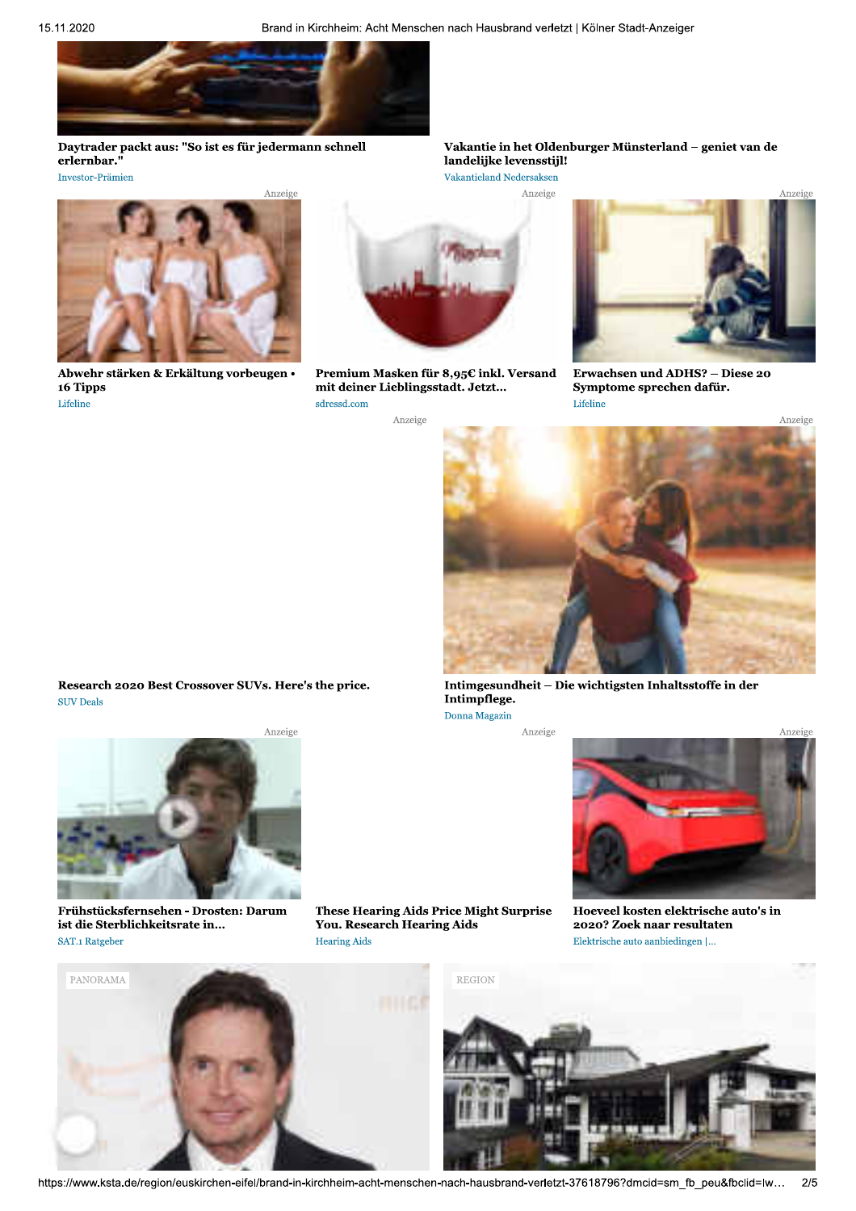**Daytrader packt aus: "So ist es für jedermann schnell erlernbar."**
Investor-Prämien

**Vakantie in het Oldenburger Münsterland – geniet van de landelijke levensstijl!**
Vakantieland Nedersaksen

Anzeige

**Abwehr stärken & Erkältung vorbeugen • 16 Tipps**
Lifeline

Anzeige

**Premium Masken für 8,95€ inkl. Versand mit deiner Lieblingsstadt. Jetzt...**
sdressd.com

Anzeige

**Erwachsen und ADHS? – Diese 20 Symptome sprechen dafür.**
Lifeline

Anzeige

**Research 2020 Best Crossover SUVs. Here's the price.**
SUV Deals

Anzeige

**Intimgesundheit – Die wichtigsten Inhaltsstoffe in der Intimpflege.**
Donna Magazin

Anzeige

**Frühstücksfernsehen - Drosten: Darum ist die Sterblichkeitsrate in...**
SAT.1 Ratgeber

Anzeige

**These Hearing Aids Price Might Surprise You. Research Hearing Aids**
Hearing Aids

Anzeige

**Hoeveel kosten elektrische auto's in 2020? Zoek naar resultaten**
Elektrische auto aanbiedingen |...

PANORAMA

REGION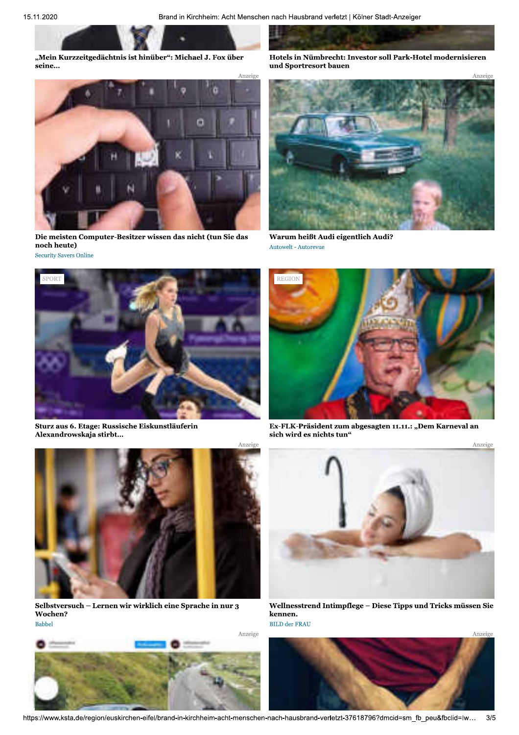**„Mein Kurzzeitgedächtnis ist hinüber“: Michael J. Fox über seine...**

**Hotels in Nümbrecht: Investor soll Park-Hotel modernisieren und Sportresort bauen**

Anzeige

**Die meisten Computer-Besitzer wissen das nicht (tun Sie das noch heute)**

Security Savers Online

Anzeige

**Warum heißt Audi eigentlich Audi?**

Autowelt - Autorevue

SPORT

**Sturz aus 6. Etage: Russische Eiskunstläuferin Alexandrowskaja stirbt...**

REGION

**Ex-FLK-Präsident zum abgesagten 11.11.: „Dem Karneval an sich wird es nichts tun“**

Anzeige

**Selbstversuch – Lernen wir wirklich eine Sprache in nur 3 Wochen?**

Babbel

Anzeige

**Wellnesstrend Intimpflege – Diese Tipps und Tricks müssen Sie kennen.**

BILD der FRAU

Anzeige

Anzeige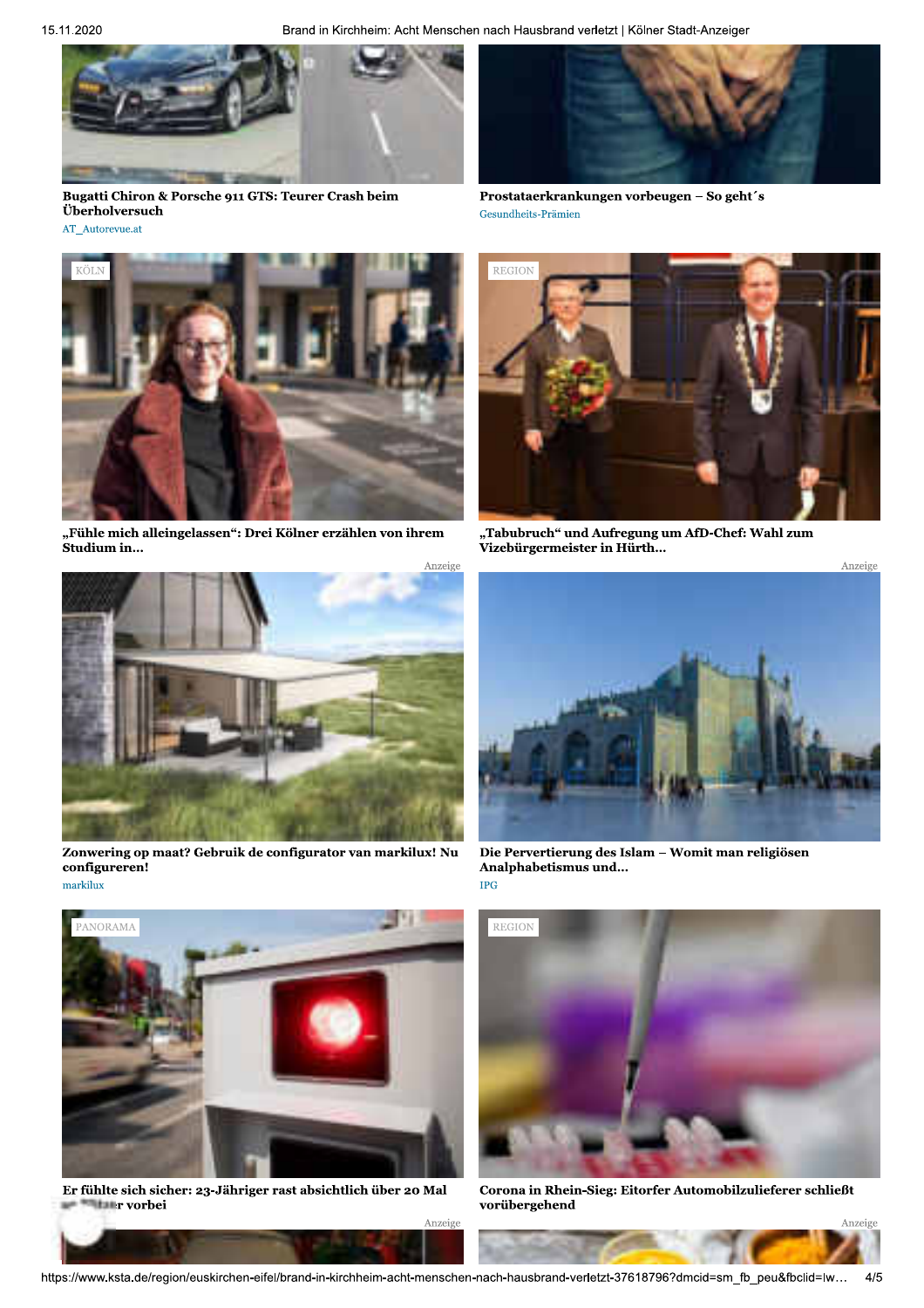**Bugatti Chiron & Porsche 911 GTS: Teurer Crash beim Überholversuch**

AT_Autorevue.at

**Prostataerkrankungen vorbeugen – So geht´s**

Gesundheits-Prämien

KÖLN

**„Fühle mich alleingelassen": Drei Kölner erzählen von ihrem Studium in...**

REGION

**„Tabubruch" und Aufregung um AfD-Chef: Wahl zum Vizebürgermeister in Hürth...**

Anzeige

**Zonwering op maat? Gebruik de configurator van markilux! Nu configureren!**

markilux

Anzeige

**Die Pervertierung des Islam – Womit man religiösen Analphabetismus und...**

IPG

PANORAMA

**Er fühlte sich sicher: 23-Jähriger rast absichtlich über 20 Mal an Blitzer vorbei**

REGION

**Corona in Rhein-Sieg: Eitorfer Automobilzulieferer schließt vorübergehend**

Anzeige

Anzeige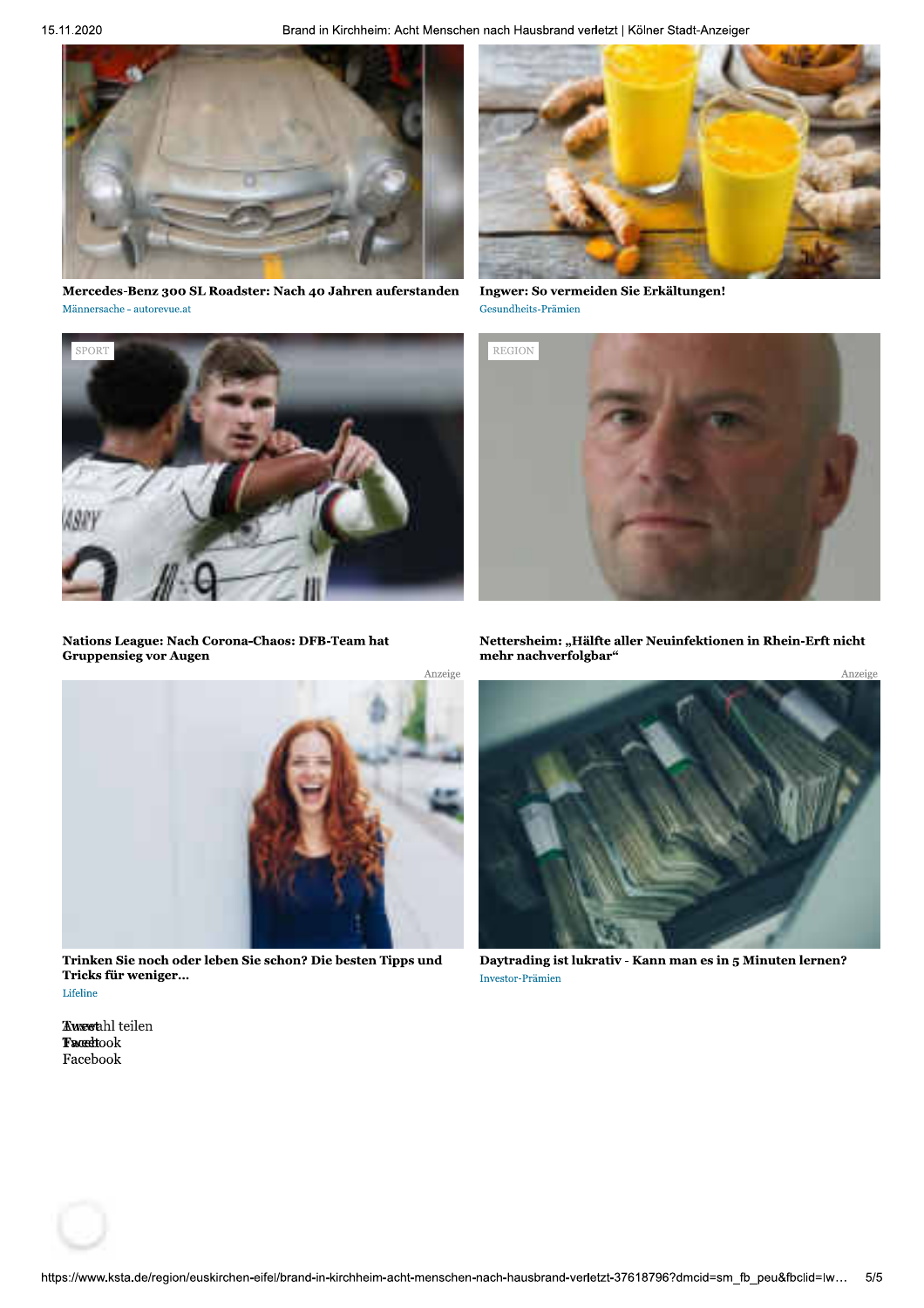**Mercedes-Benz 300 SL Roadster: Nach 40 Jahren auferstanden**
Männersache - autorevue.at

**Ingwer: So vermeiden Sie Erkältungen!**
Gesundheits-Prämien

SPORT

**Nations League: Nach Corona-Chaos: DFB-Team hat Gruppensieg vor Augen**

REGION

**Nettersheim: „Hälfte aller Neuinfektionen in Rhein-Erft nicht mehr nachverfolgbar“**

Anzeige

**Trinken Sie noch oder leben Sie schon? Die besten Tipps und Tricks für weniger...**
Lifeline

Anzeige

**Daytrading ist lukrativ - Kann man es in 5 Minuten lernen?**
Investor-Prämien

Auswahl teilen
Tweet
Facebook
Facebook